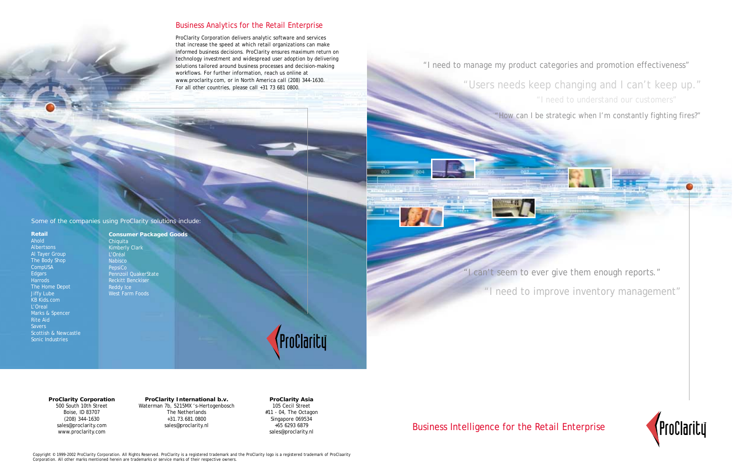## Business Analytics for the Retail Enterprise

ProClarity Corporation delivers analytic software and services that increase the speed at which retail organizations can make informed business decisions. ProClarity ensures maximum return on technology investment and widespread user adoption by delivering solutions tailored around business processes and decision-making workflows. For further information, reach us online at www.proclarity.com, or in North America call (208) 344-1630. For all other countries, please call +31 73 681 0800.

Some of the companies using ProClarity solutions include:

**Retail**
- Ahold
- Albertsons
- Al Tayer Group
- The Body Shop
- CompUSA
- Edgars
- Harrods
- The Home Depot
- Jiffy Lube
- KB Kids.com
- L'Oreal
- Marks & Spencer
- Rite Aid
- Savers
- Scottish & Newcastle
- Sonic Industries

**Consumer Packaged Goods**
- Chiquita
- Kimberly Clark
- L'Oréal
- Nabisco
- PepsiCo
- Pennzoil QuakerState
- Reckitt Benckiser
- Reddy Ice
- West Farm Foods

ProClarity

**ProClarity Corporation**
500 South 10th Street
Boise, ID 83707
(208) 344-1630
sales@proclarity.com
www.proclarity.com

**ProClarity International b.v.**
Waterman 7b, 5215MX 's-Hertogenbosch
The Netherlands
+31.73.681.0800
sales@proclarity.nl

**ProClarity Asia**
105 Cecil Street
#11 - 04, The Octagon
Singapore 069534
+65 6293 6879
sales@proclarity.nl

Copyright © 1999-2002 ProClarity Corporation. All Rights Reserved. ProClarity is a registered trademark and the ProClarity logo is a registered trademark of ProClaarity Corporation. All other marks mentioned herein are trademarks or service marks of their respective owners.

"I need to manage my product categories and promotion effectiveness"

"Users needs keep changing and I can't keep up."

"I need to understand our customers"

"How can I be strategic when I'm constantly fighting fires?"

"I can't seem to ever give them enough reports."

"I need to improve inventory management"

## Business Intelligence for the Retail Enterprise

ProClarity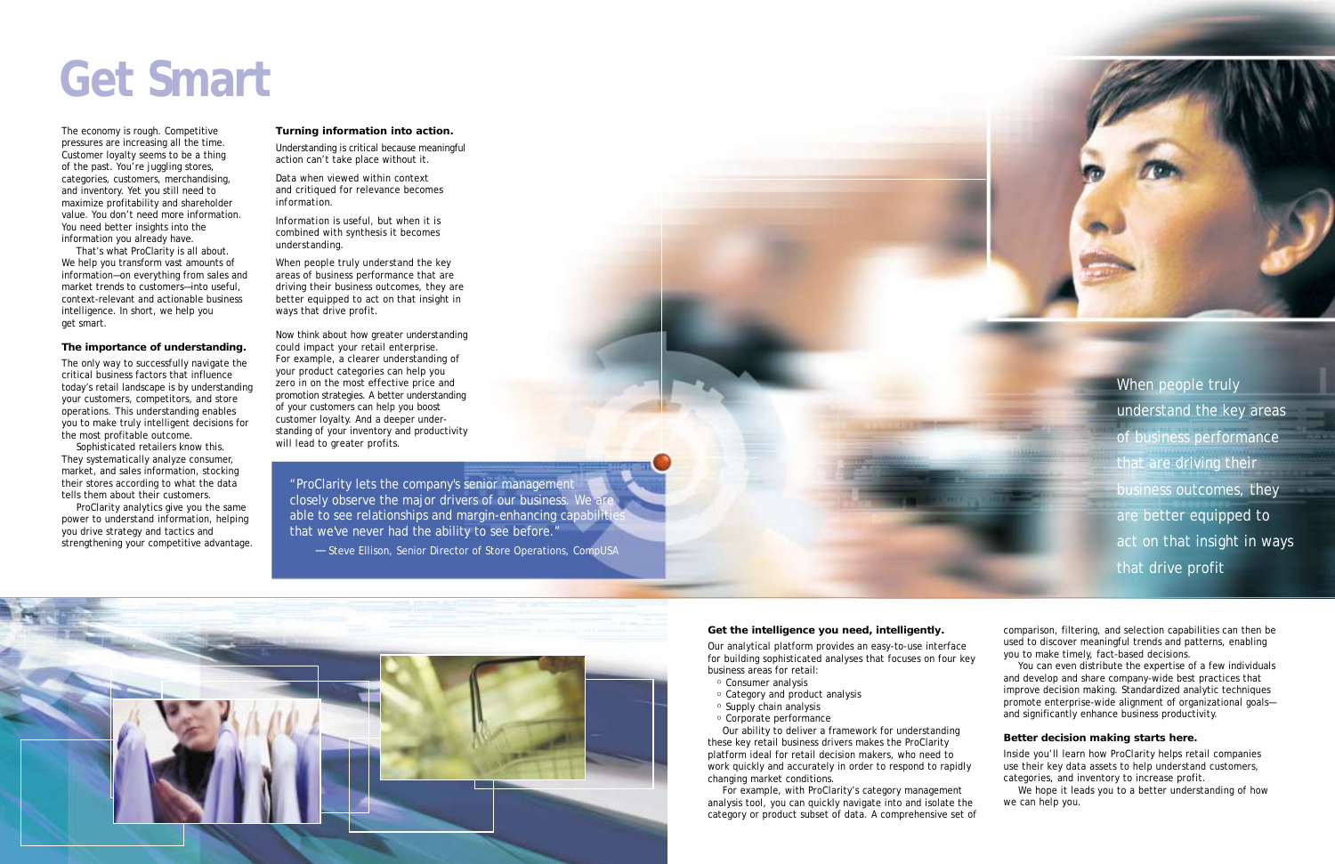# Get Smart

The economy is rough. Competitive pressures are increasing all the time. Customer loyalty seems to be a thing of the past. You're juggling stores, categories, customers, merchandising, and inventory. Yet you still need to maximize profitability and shareholder value. You don't need more information. You need better insights into the information you already have.

That's what ProClarity is all about. We help you transform vast amounts of information—on everything from sales and market trends to customers—into useful, context-relevant and actionable business intelligence. In short, we help you get smart.

### The importance of understanding.

The only way to successfully navigate the critical business factors that influence today's retail landscape is by understanding your customers, competitors, and store operations. This understanding enables you to make truly intelligent decisions for the most profitable outcome.

Sophisticated retailers know this. They systematically analyze consumer, market, and sales information, stocking their stores according to what the data tells them about their customers.

ProClarity analytics give you the same power to understand information, helping you drive strategy and tactics and strengthening your competitive advantage.

### Turning information into action.

Understanding is critical because meaningful action can't take place without it.

Data when viewed within context and critiqued for relevance becomes information.

Information is useful, but when it is combined with synthesis it becomes understanding.

When people truly understand the key areas of business performance that are driving their business outcomes, they are better equipped to act on that insight in ways that drive profit.

Now think about how greater understanding could impact your retail enterprise. For example, a clearer understanding of your product categories can help you zero in on the most effective price and promotion strategies. A better understanding of your customers can help you boost customer loyalty. And a deeper understanding of your inventory and productivity will lead to greater profits.

> "ProClarity lets the company's senior management closely observe the major drivers of our business. We are able to see relationships and margin-enhancing capabilities that we've never had the ability to see before."
>
> — Steve Ellison, Senior Director of Store Operations, CompUSA

When people truly understand the key areas of business performance that are driving their business outcomes, they are better equipped to act on that insight in ways that drive profit

### Get the intelligence you need, intelligently.

Our analytical platform provides an easy-to-use interface for building sophisticated analyses that focuses on four key business areas for retail:

- Consumer analysis
- Category and product analysis
- Supply chain analysis
- Corporate performance

Our ability to deliver a framework for understanding these key retail business drivers makes the ProClarity platform ideal for retail decision makers, who need to work quickly and accurately in order to respond to rapidly changing market conditions.

For example, with ProClarity's category management analysis tool, you can quickly navigate into and isolate the category or product subset of data. A comprehensive set of comparison, filtering, and selection capabilities can then be used to discover meaningful trends and patterns, enabling you to make timely, fact-based decisions.

You can even distribute the expertise of a few individuals and develop and share company-wide best practices that improve decision making. Standardized analytic techniques promote enterprise-wide alignment of organizational goals—and significantly enhance business productivity.

### Better decision making starts here.

Inside you'll learn how ProClarity helps retail companies use their key data assets to help understand customers, categories, and inventory to increase profit.

We hope it leads you to a better understanding of how we can help you.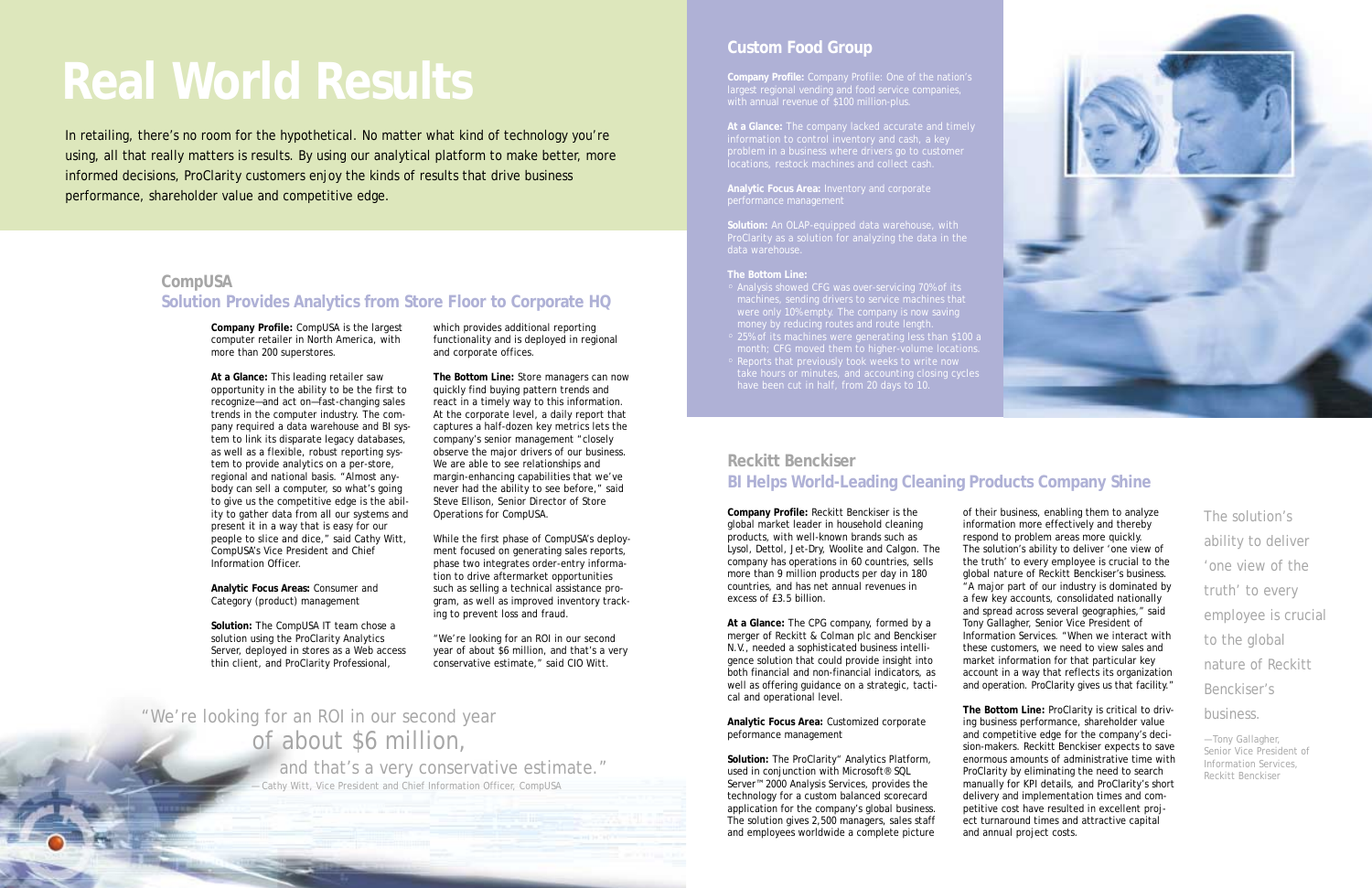# Real World Results

In retailing, there's no room for the hypothetical. No matter what kind of technology you're using, all that really matters is results. By using our analytical platform to make better, more informed decisions, ProClarity customers enjoy the kinds of results that drive business performance, shareholder value and competitive edge.

## CompUSA

### Solution Provides Analytics from Store Floor to Corporate HQ

**Company Profile:** CompUSA is the largest computer retailer in North America, with more than 200 superstores.

**At a Glance:** This leading retailer saw opportunity in the ability to be the first to recognize—and act on—fast-changing sales trends in the computer industry. The company required a data warehouse and BI system to link its disparate legacy databases, as well as a flexible, robust reporting system to provide analytics on a per-store, regional and national basis. "Almost anybody can sell a computer, so what's going to give us the competitive edge is the ability to gather data from all our systems and present it in a way that is easy for our people to slice and dice," said Cathy Witt, CompUSA's Vice President and Chief Information Officer.

**Analytic Focus Areas:** Consumer and Category (product) management

**Solution:** The CompUSA IT team chose a solution using the ProClarity Analytics Server, deployed in stores as a Web access thin client, and ProClarity Professional, which provides additional reporting functionality and is deployed in regional and corporate offices.

**The Bottom Line:** Store managers can now quickly find buying pattern trends and react in a timely way to this information. At the corporate level, a daily report that captures a half-dozen key metrics lets the company's senior management "closely observe the major drivers of our business. We are able to see relationships and margin-enhancing capabilities that we've never had the ability to see before," said Steve Ellison, Senior Director of Store Operations for CompUSA.

While the first phase of CompUSA's deployment focused on generating sales reports, phase two integrates order-entry information to drive aftermarket opportunities such as selling a technical assistance program, as well as improved inventory tracking to prevent loss and fraud.

"We're looking for an ROI in our second year of about $6 million, and that's a very conservative estimate," said CIO Witt.

> "We're looking for an ROI in our second year of about $6 million, and that's a very conservative estimate."
>
> —Cathy Witt, Vice President and Chief Information Officer, CompUSA

## Custom Food Group

**Company Profile:** Company Profile: One of the nation's largest regional vending and food service companies, with annual revenue of $100 million-plus.

**At a Glance:** The company lacked accurate and timely information to control inventory and cash, a key problem in a business where drivers go to customer locations, restock machines and collect cash.

**Analytic Focus Area:** Inventory and corporate performance management

**Solution:** An OLAP-equipped data warehouse, with ProClarity as a solution for analyzing the data in the data warehouse.

**The Bottom Line:**

- Analysis showed CFG was over-servicing 70% of its machines, sending drivers to service machines that were only 10% empty. The company is now saving money by reducing routes and route length.
- 25% of its machines were generating less than $100 a month; CFG moved them to higher-volume locations.
- Reports that previously took weeks to write now take hours or minutes, and accounting closing cycles have been cut in half, from 20 days to 10.

## Reckitt Benckiser

### BI Helps World-Leading Cleaning Products Company Shine

**Company Profile:** Reckitt Benckiser is the global market leader in household cleaning products, with well-known brands such as Lysol, Dettol, Jet-Dry, Woolite and Calgon. The company has operations in 60 countries, sells more than 9 million products per day in 180 countries, and has net annual revenues in excess of £3.5 billion.

**At a Glance:** The CPG company, formed by a merger of Reckitt & Colman plc and Benckiser N.V., needed a sophisticated business intelligence solution that could provide insight into both financial and non-financial indicators, as well as offering guidance on a strategic, tactical and operational level.

**Analytic Focus Area:** Customized corporate peformance management

**Solution:** The ProClarity® Analytics Platform, used in conjunction with Microsoft® SQL Server™ 2000 Analysis Services, provides the technology for a custom balanced scorecard application for the company's global business. The solution gives 2,500 managers, sales staff and employees worldwide a complete picture of their business, enabling them to analyze information more effectively and thereby respond to problem areas more quickly. The solution's ability to deliver 'one view of the truth' to every employee is crucial to the global nature of Reckitt Benckiser's business. "A major part of our industry is dominated by a few key accounts, consolidated nationally and spread across several geographies," said Tony Gallagher, Senior Vice President of Information Services. "When we interact with these customers, we need to view sales and market information for that particular key account in a way that reflects its organization and operation. ProClarity gives us that facility."

**The Bottom Line:** ProClarity is critical to driving business performance, shareholder value and competitive edge for the company's decision-makers. Reckitt Benckiser expects to save enormous amounts of administrative time with ProClarity by eliminating the need to search manually for KPI details, and ProClarity's short delivery and implementation times and competitive cost have resulted in excellent project turnaround times and attractive capital and annual project costs.

> The solution's ability to deliver 'one view of the truth' to every employee is crucial to the global nature of Reckitt Benckiser's business.
>
> —Tony Gallagher, Senior Vice President of Information Services, Reckitt Benckiser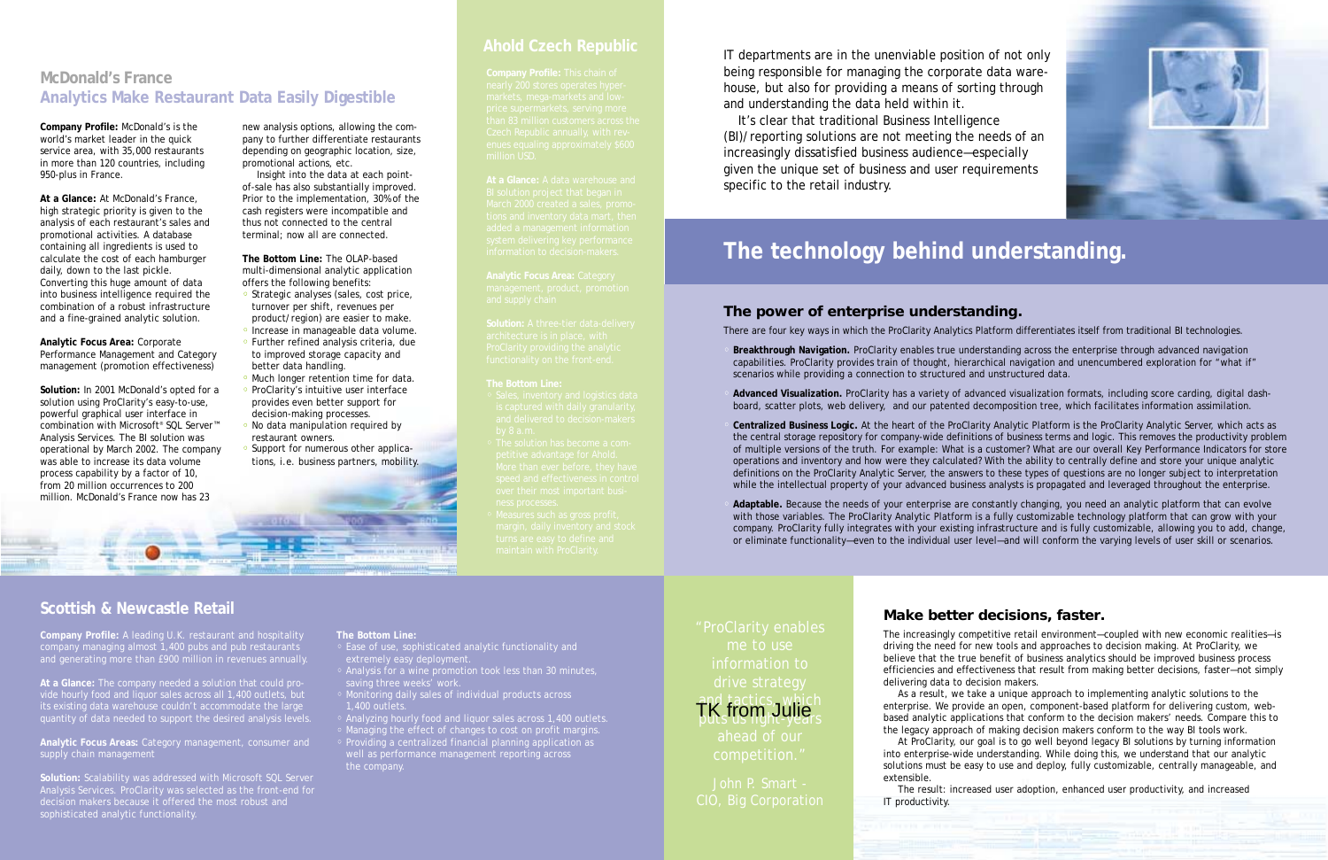## McDonald's France

## Analytics Make Restaurant Data Easily Digestible

**Company Profile:** McDonald's is the world's market leader in the quick service area, with 35,000 restaurants in more than 120 countries, including 950-plus in France.

**At a Glance:** At McDonald's France, high strategic priority is given to the analysis of each restaurant's sales and promotional activities. A database containing all ingredients is used to calculate the cost of each hamburger daily, down to the last pickle. Converting this huge amount of data into business intelligence required the combination of a robust infrastructure and a fine-grained analytic solution.

**Analytic Focus Area:** Corporate Performance Management and Category management (promotion effectiveness)

**Solution:** In 2001 McDonald's opted for a solution using ProClarity's easy-to-use, powerful graphical user interface in combination with Microsoft® SQL Server™ Analysis Services. The BI solution was operational by March 2002. The company was able to increase its data volume process capability by a factor of 10, from 20 million occurrences to 200 million. McDonald's France now has 23 new analysis options, allowing the company to further differentiate restaurants depending on geographic location, size, promotional actions, etc.

Insight into the data at each point-of-sale has also substantially improved. Prior to the implementation, 30% of the cash registers were incompatible and thus not connected to the central terminal; now all are connected.

**The Bottom Line:** The OLAP-based multi-dimensional analytic application offers the following benefits:

- Strategic analyses (sales, cost price, turnover per shift, revenues per product/region) are easier to make.
- Increase in manageable data volume.
- Further refined analysis criteria, due to improved storage capacity and better data handling.
- Much longer retention time for data.
- ProClarity's intuitive user interface provides even better support for decision-making processes.
- No data manipulation required by restaurant owners.
- Support for numerous other applications, i.e. business partners, mobility.

## Ahold Czech Republic

**Company Profile:** This chain of nearly 200 stores operates hyper-markets, mega-markets and low-price supermarkets, serving more than 83 million customers across the Czech Republic annually, with revenues equaling approximately $600 million USD.

**At a Glance:** A data warehouse and BI solution project that began in March 2000 created a sales, promotions and inventory data mart, then added a management information system delivering key performance information to decision-makers.

**Analytic Focus Area:** Category management, product, promotion and supply chain

**Solution:** A three-tier data-delivery architecture is in place, with ProClarity providing the analytic functionality on the front-end.

**The Bottom Line:**

- Sales, inventory and logistics data is captured with daily granularity, and delivered to decision-makers by 8 a.m.
- The solution has become a competitive advantage for Ahold. More than ever before, they have speed and effectiveness in control over their most important business processes.
- Measures such as gross profit, margin, daily inventory and stock turns are easy to define and maintain with ProClarity.

IT departments are in the unenviable position of not only being responsible for managing the corporate data warehouse, but also for providing a means of sorting through and understanding the data held within it.

It's clear that traditional Business Intelligence (BI)/reporting solutions are not meeting the needs of an increasingly dissatisfied business audience—especially given the unique set of business and user requirements specific to the retail industry.

# The technology behind understanding.

### The power of enterprise understanding.

There are four key ways in which the ProClarity Analytics Platform differentiates itself from traditional BI technologies.

- **Breakthrough Navigation.** ProClarity enables true understanding across the enterprise through advanced navigation capabilities. ProClarity provides train of thought, hierarchical navigation and unencumbered exploration for "what if" scenarios while providing a connection to structured and unstructured data.
- **Advanced Visualization.** ProClarity has a variety of advanced visualization formats, including score carding, digital dashboard, scatter plots, web delivery, and our patented decomposition tree, which facilitates information assimilation.
- **Centralized Business Logic.** At the heart of the ProClarity Analytic Platform is the ProClarity Analytic Server, which acts as the central storage repository for company-wide definitions of business terms and logic. This removes the productivity problem of multiple versions of the truth. For example: What is a customer? What are our overall Key Performance Indicators for store operations and inventory and how were they calculated? With the ability to centrally define and store your unique analytic definitions on the ProClarity Analytic Server, the answers to these types of questions are no longer subject to interpretation while the intellectual property of your advanced business analysts is propagated and leveraged throughout the enterprise.
- **Adaptable.** Because the needs of your enterprise are constantly changing, you need an analytic platform that can evolve with those variables. The ProClarity Analytic Platform is a fully customizable technology platform that can grow with your company. ProClarity fully integrates with your existing infrastructure and is fully customizable, allowing you to add, change, or eliminate functionality—even to the individual user level—and will conform the varying levels of user skill or scenarios.

## Scottish & Newcastle Retail

**Company Profile:** A leading U.K. restaurant and hospitality company managing almost 1,400 pubs and pub restaurants and generating more than £900 million in revenues annually.

**At a Glance:** The company needed a solution that could provide hourly food and liquor sales across all 1,400 outlets, but its existing data warehouse couldn't accommodate the large quantity of data needed to support the desired analysis levels.

**Analytic Focus Areas:** Category management, consumer and supply chain management

**Solution:** Scalability was addressed with Microsoft SQL Server Analysis Services. ProClarity was selected as the front-end for decision makers because it offered the most robust and sophisticated analytic functionality.

**The Bottom Line:**

- Ease of use, sophisticated analytic functionality and extremely easy deployment.
- Analysis for a wine promotion took less than 30 minutes, saving three weeks' work.
- Monitoring daily sales of individual products across 1,400 outlets.
- Analyzing hourly food and liquor sales across 1,400 outlets.
- Managing the effect of changes to cost on profit margins.
- Providing a centralized financial planning application as well as performance management reporting across the company.

"ProClarity enables me to use information to drive strategy and tactics, which puts us light-years ahead of our competition."

TK from Julie

John P. Smart - CIO, Big Corporation

### Make better decisions, faster.

The increasingly competitive retail environment—coupled with new economic realities—is driving the need for new tools and approaches to decision making. At ProClarity, we believe that the true benefit of business analytics should be improved business process efficiencies and effectiveness that result from making better decisions, faster—not simply delivering data to decision makers.

As a result, we take a unique approach to implementing analytic solutions to the enterprise. We provide an open, component-based platform for delivering custom, web-based analytic applications that conform to the decision makers' needs. Compare this to the legacy approach of making decision makers conform to the way BI tools work.

At ProClarity, our goal is to go well beyond legacy BI solutions by turning information into enterprise-wide understanding. While doing this, we understand that our analytic solutions must be easy to use and deploy, fully customizable, centrally manageable, and extensible.

The result: increased user adoption, enhanced user productivity, and increased IT productivity.